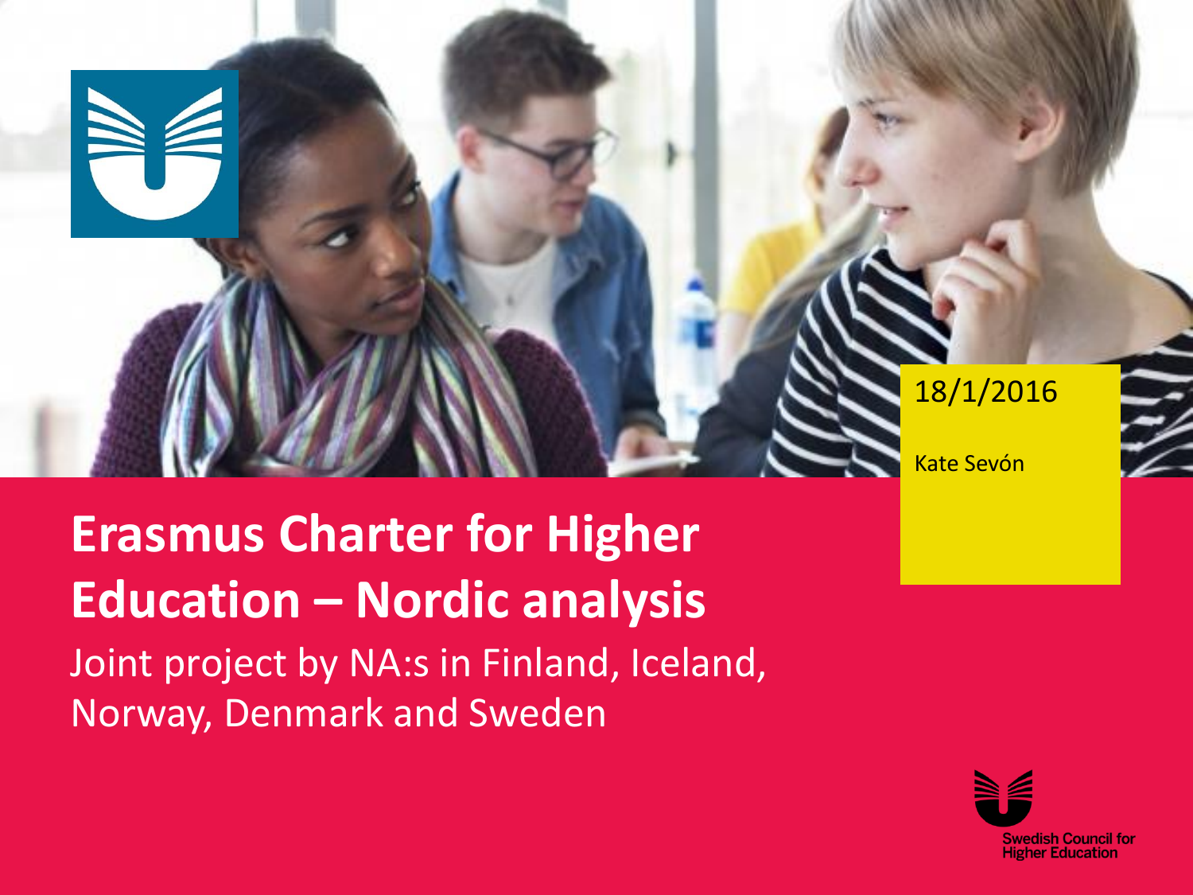# Erasmus Charter for Higher Education – Nordic analysis

Joint project by NA:s in Finland, Iceland, Norway, Denmark and Sweden

18/1/2016

Kate Sevón

Swedish Council for Higher Education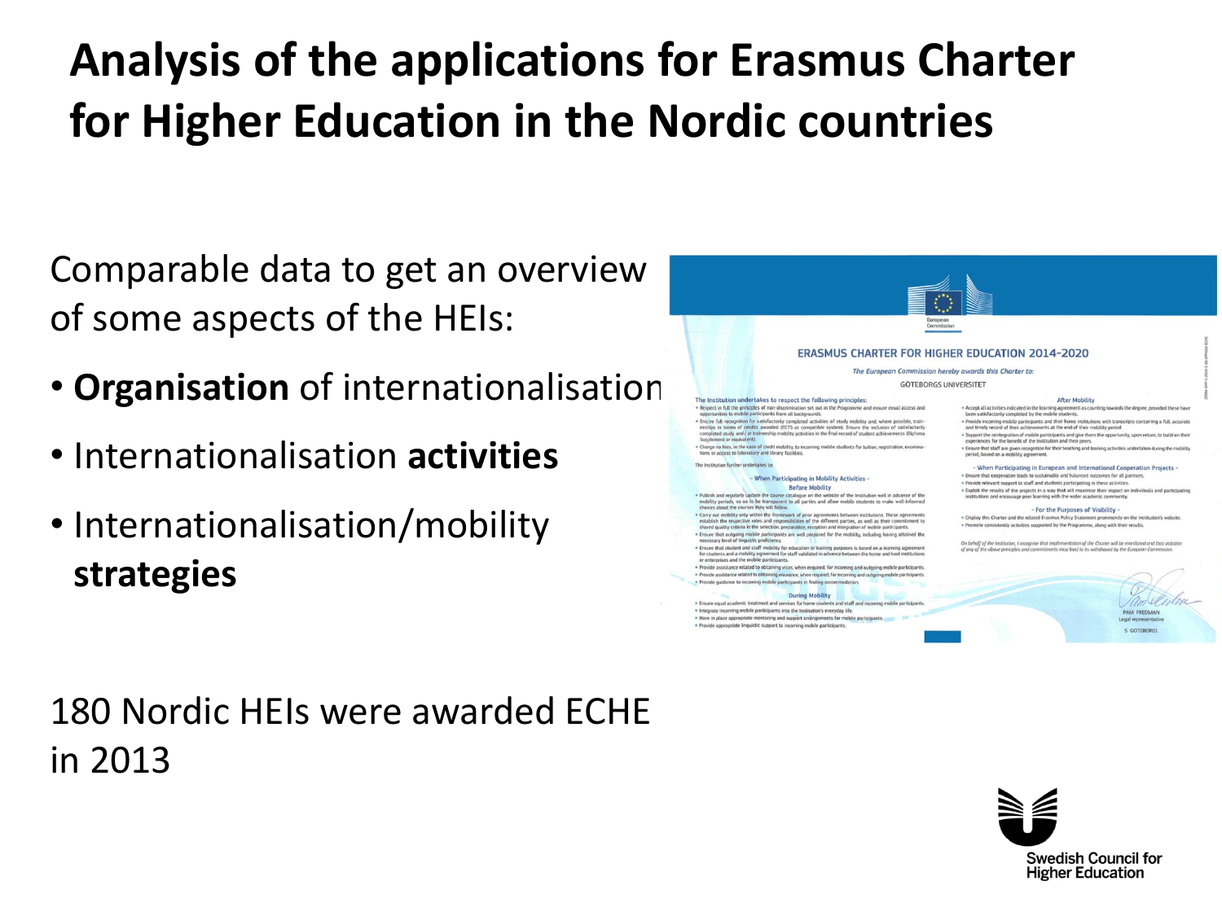# Analysis of the applications for Erasmus Charter for Higher Education in the Nordic countries

Comparable data to get an overview of some aspects of the HEIs:

- **Organisation** of internationalisation
- Internationalisation **activities**
- Internationalisation/mobility **strategies**

180 Nordic HEIs were awarded ECHE in 2013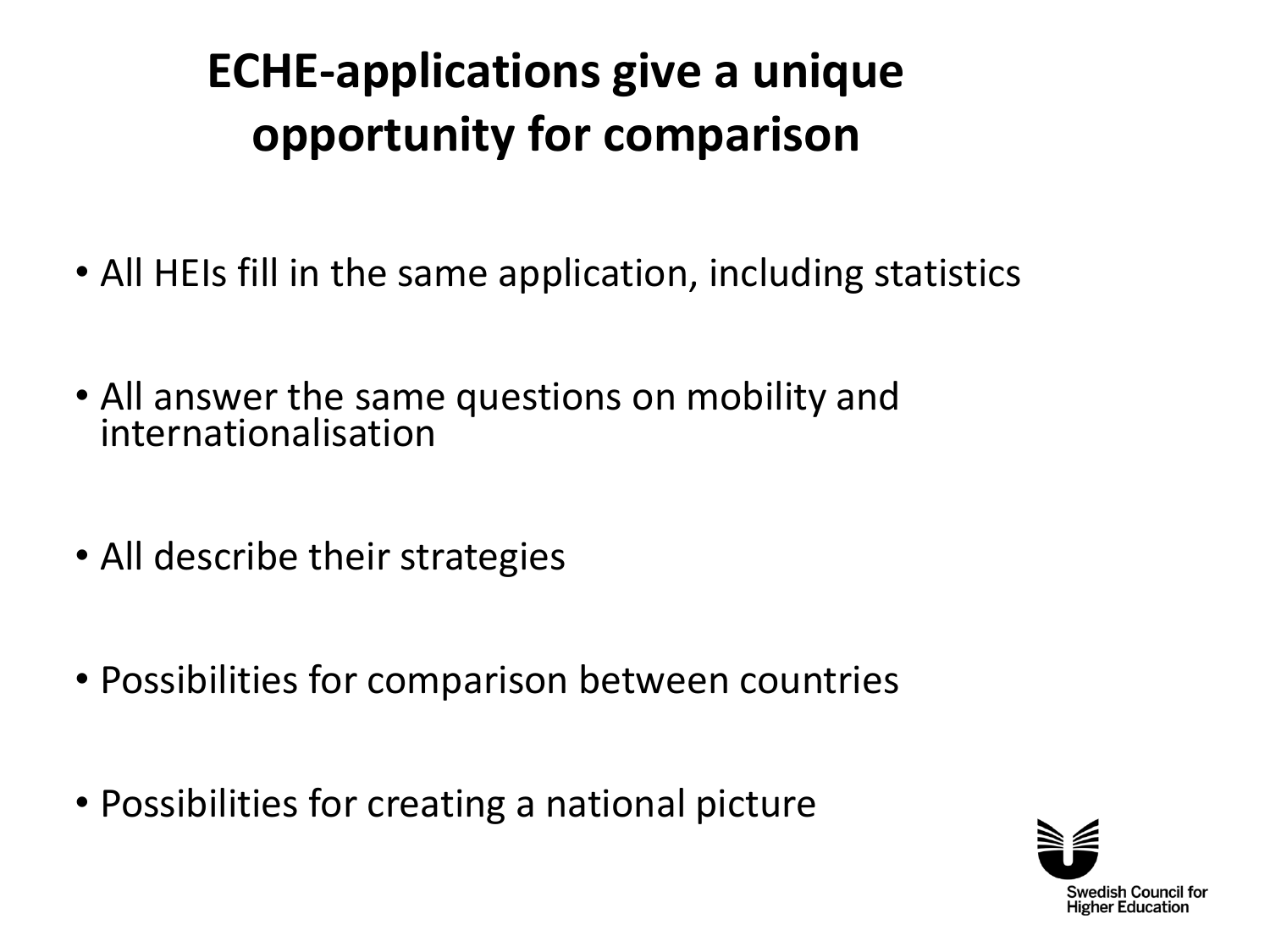# ECHE-applications give a unique opportunity for comparison

- All HEIs fill in the same application, including statistics
- All answer the same questions on mobility and internationalisation
- All describe their strategies
- Possibilities for comparison between countries
- Possibilities for creating a national picture

Swedish Council for Higher Education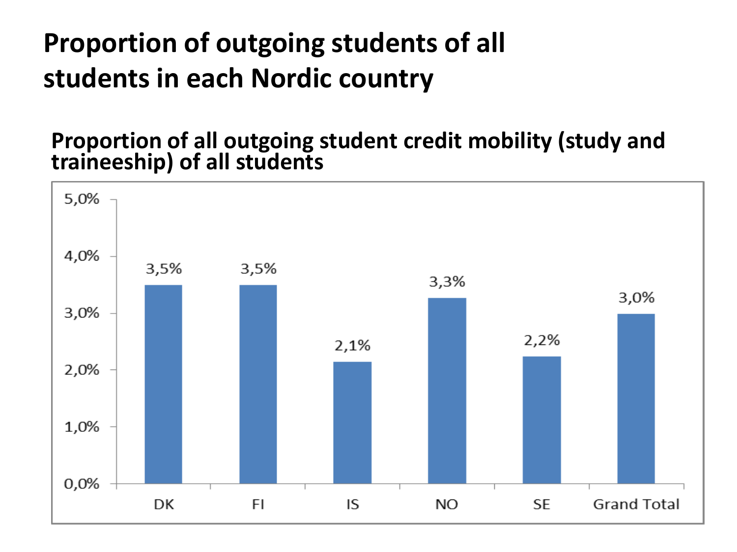# Proportion of outgoing students of all students in each Nordic country

## Proportion of all outgoing student credit mobility (study and traineeship) of all students

| | DK | FI | IS | NO | SE | Grand Total |
|---|---|---|---|---|---|---|
| Proportion | 3,5% | 3,5% | 2,1% | 3,3% | 2,2% | 3,0% |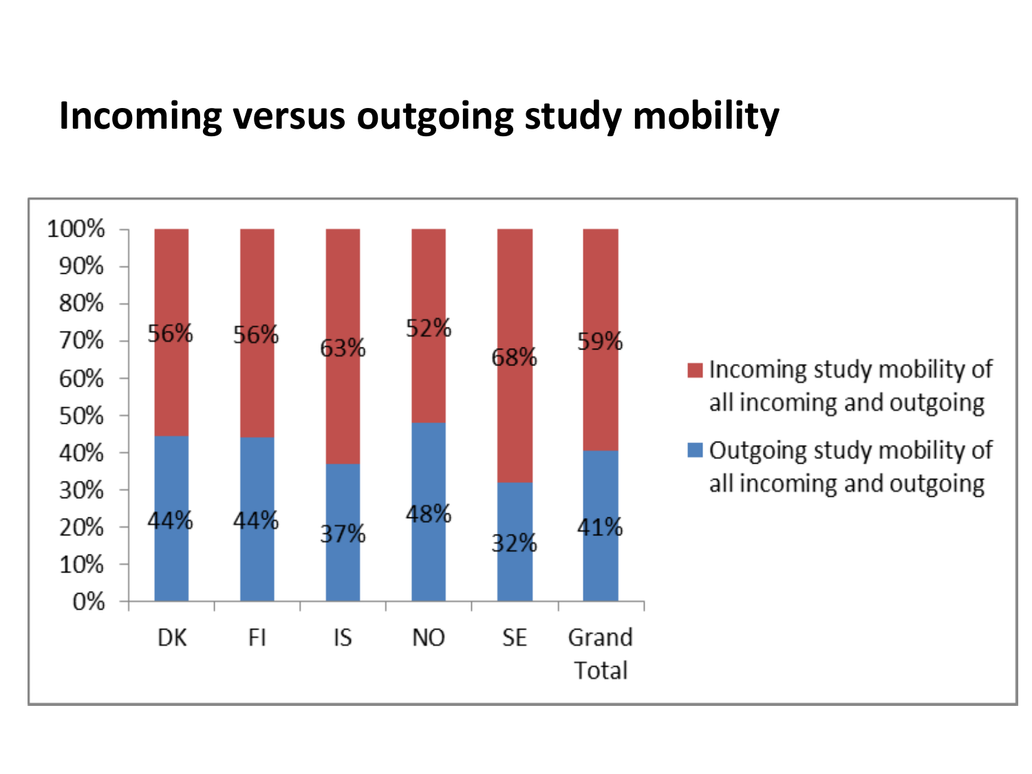# Incoming versus outgoing study mobility

| | DK | FI | IS | NO | SE | Grand Total |
|---|---|---|---|---|---|---|
| Incoming study mobility of all incoming and outgoing | 56% | 56% | 63% | 52% | 68% | 59% |
| Outgoing study mobility of all incoming and outgoing | 44% | 44% | 37% | 48% | 32% | 41% |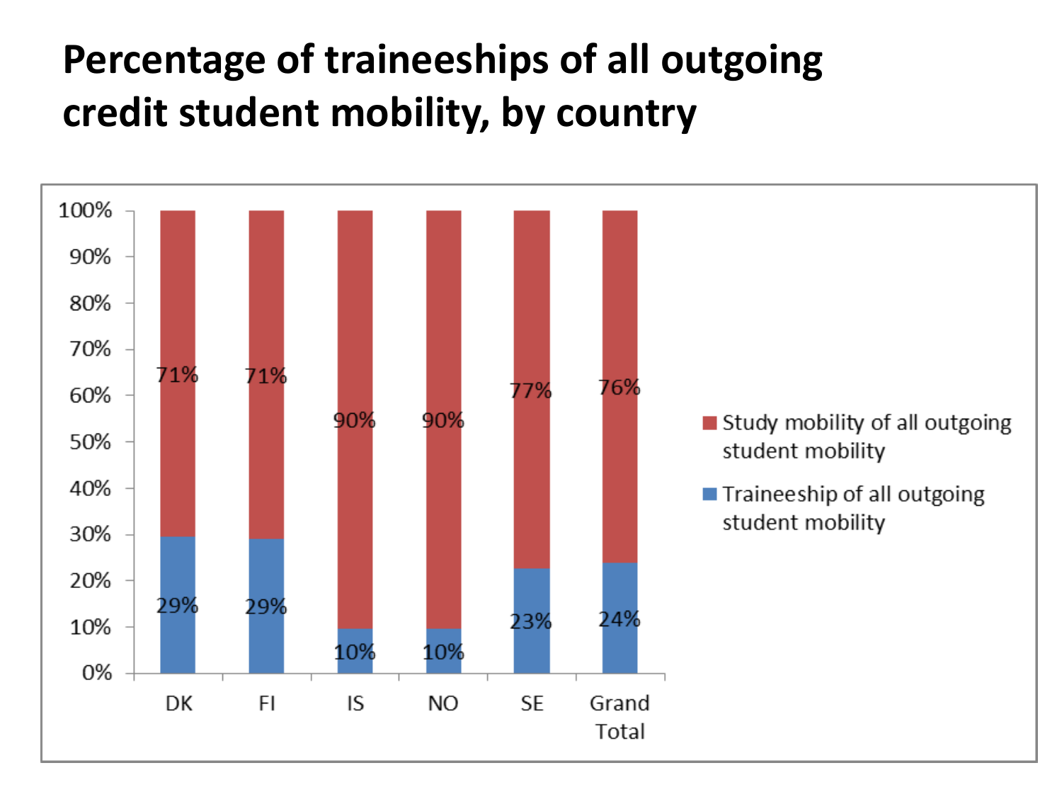# Percentage of traineeships of all outgoing credit student mobility, by country

| | DK | FI | IS | NO | SE | Grand Total |
|---|---|---|---|---|---|---|
| Study mobility of all outgoing student mobility | 71% | 71% | 90% | 90% | 77% | 76% |
| Traineeship of all outgoing student mobility | 29% | 29% | 10% | 10% | 23% | 24% |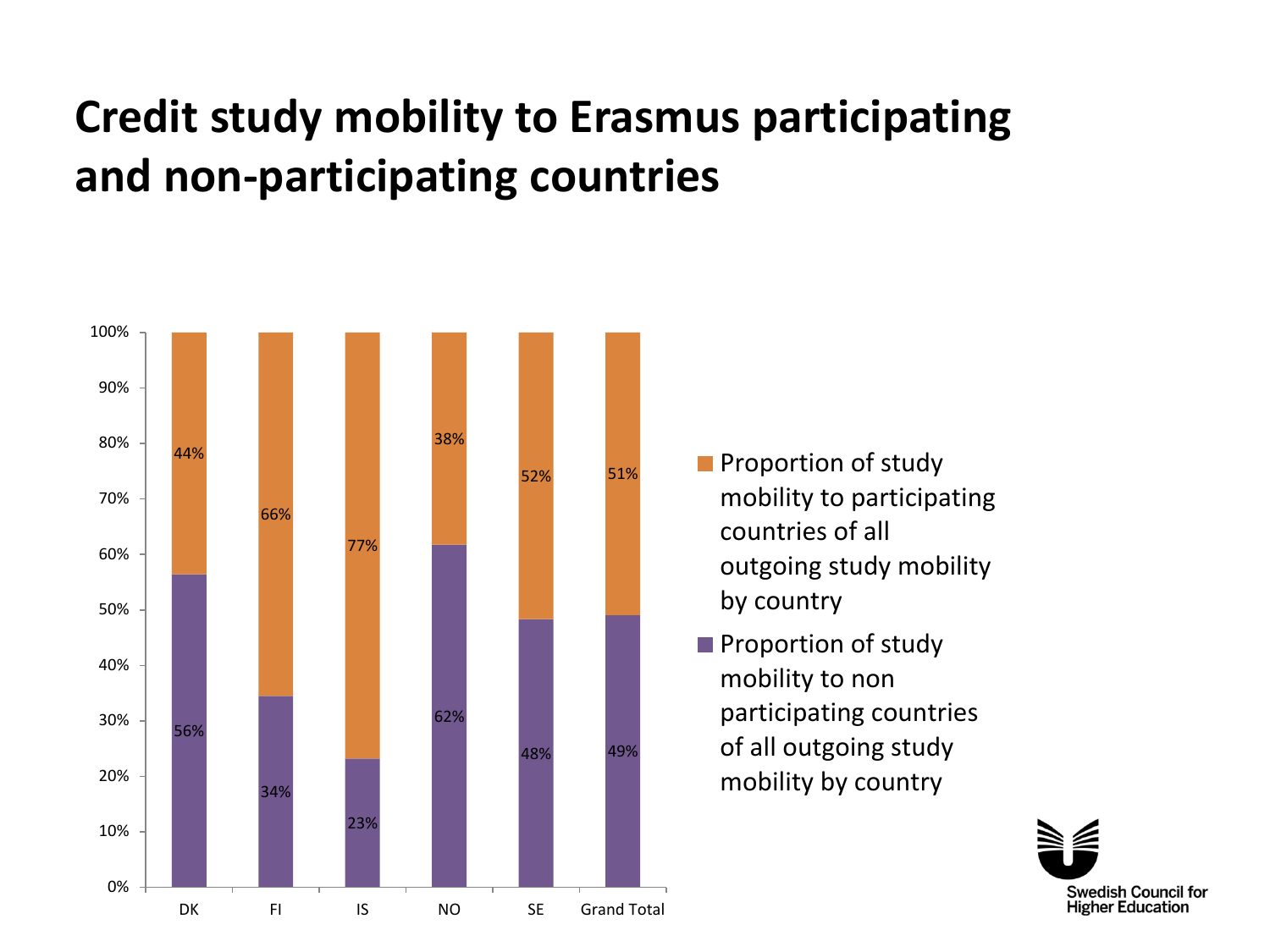# Credit study mobility to Erasmus participating and non-participating countries

| | DK | FI | IS | NO | SE | Grand Total |
|---|---|---|---|---|---|---|
| Proportion of study mobility to participating countries of all outgoing study mobility by country | 44% | 66% | 77% | 38% | 52% | 51% |
| Proportion of study mobility to non participating countries of all outgoing study mobility by country | 56% | 34% | 23% | 62% | 48% | 49% |

Swedish Council for Higher Education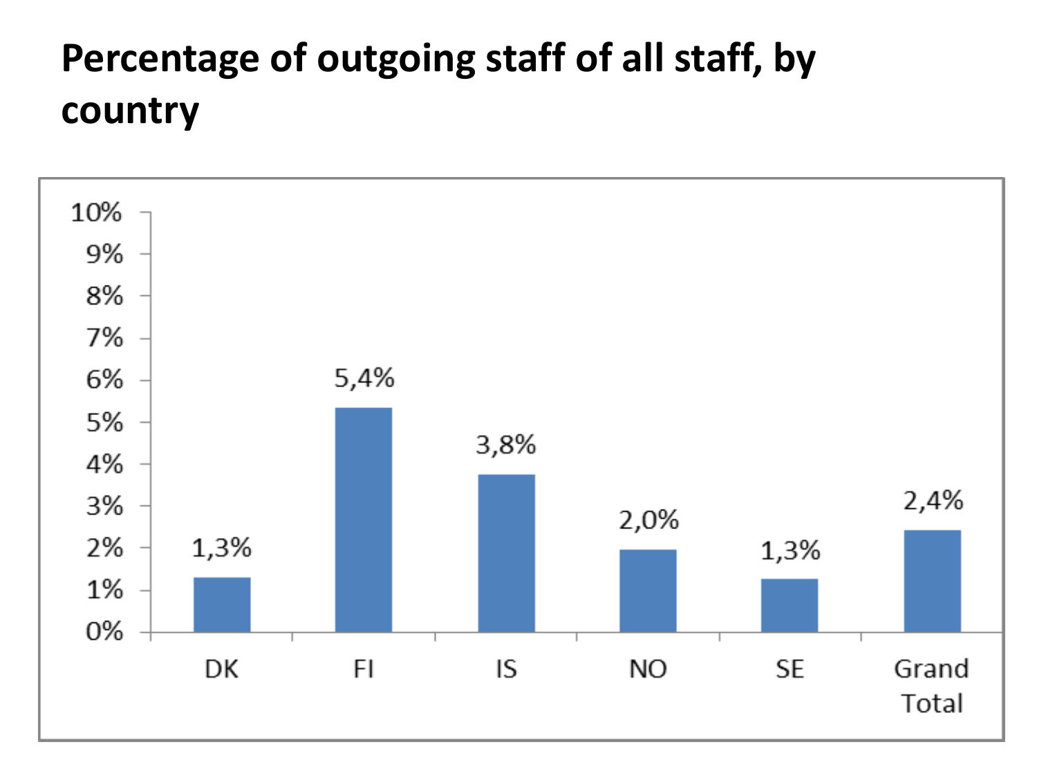# Percentage of outgoing staff of all staff, by country

| Country | Percentage |
| --- | --- |
| DK | 1,3% |
| FI | 5,4% |
| IS | 3,8% |
| NO | 2,0% |
| SE | 1,3% |
| Grand Total | 2,4% |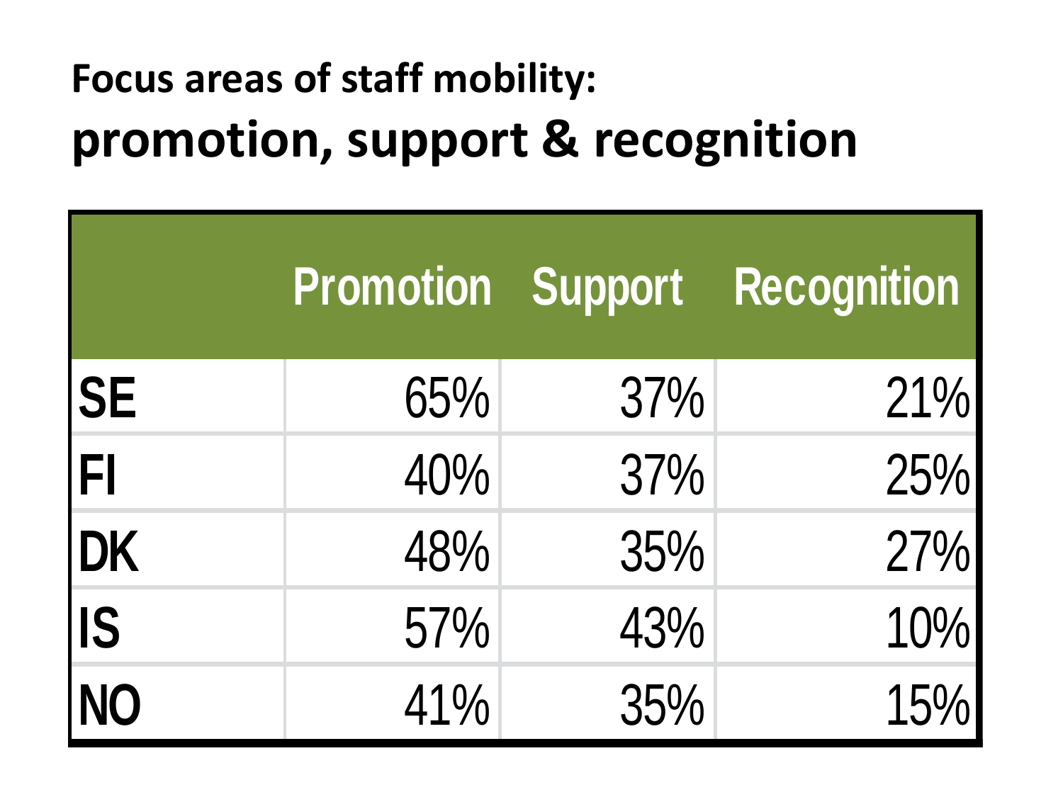**Focus areas of staff mobility:**

## promotion, support & recognition

| | Promotion | Support | Recognition |
|---|---|---|---|
| SE | 65% | 37% | 21% |
| FI | 40% | 37% | 25% |
| DK | 48% | 35% | 27% |
| IS | 57% | 43% | 10% |
| NO | 41% | 35% | 15% |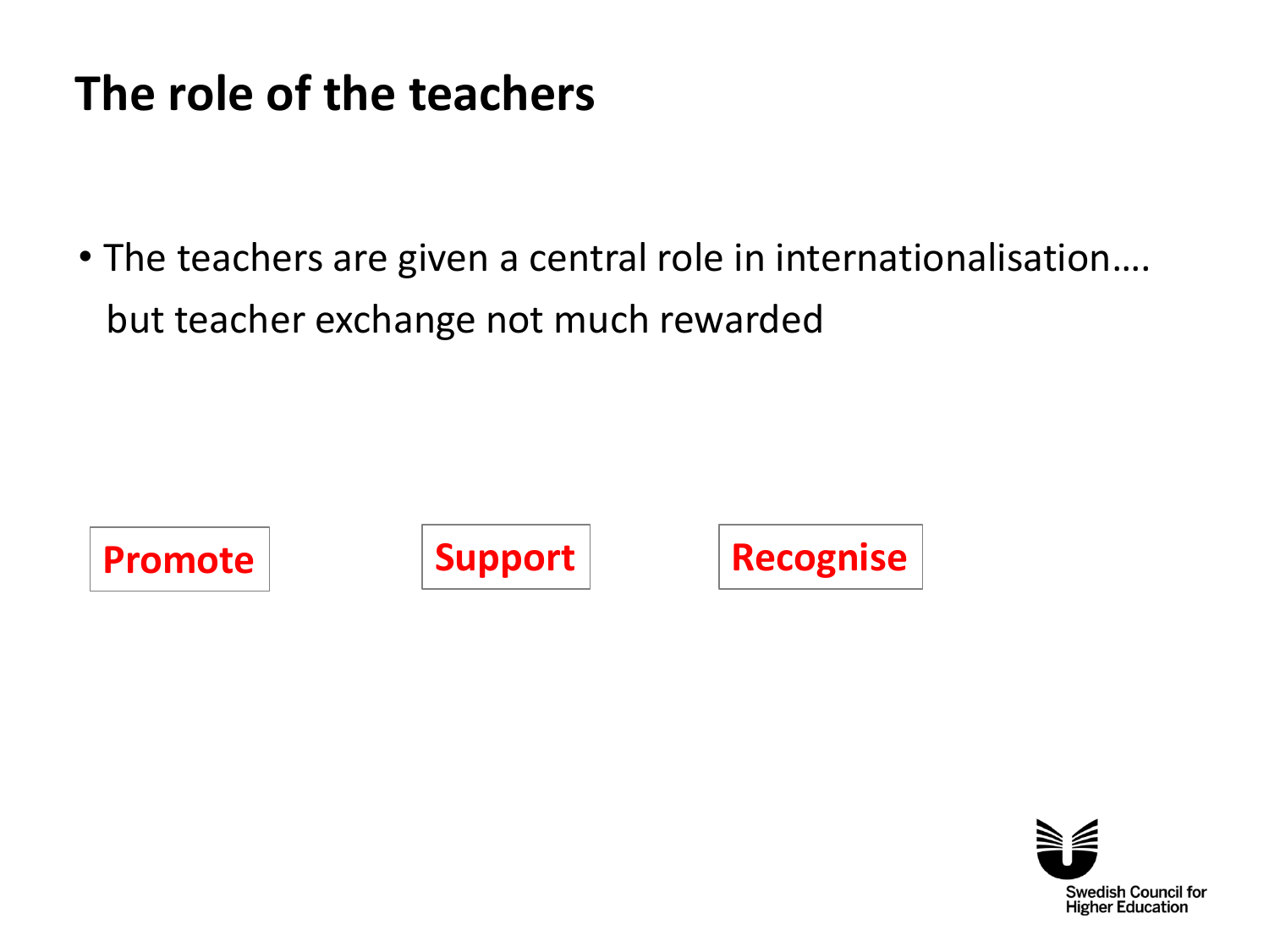# The role of the teachers

- The teachers are given a central role in internationalisation….
  but teacher exchange not much rewarded

**Promote**

**Support**

**Recognise**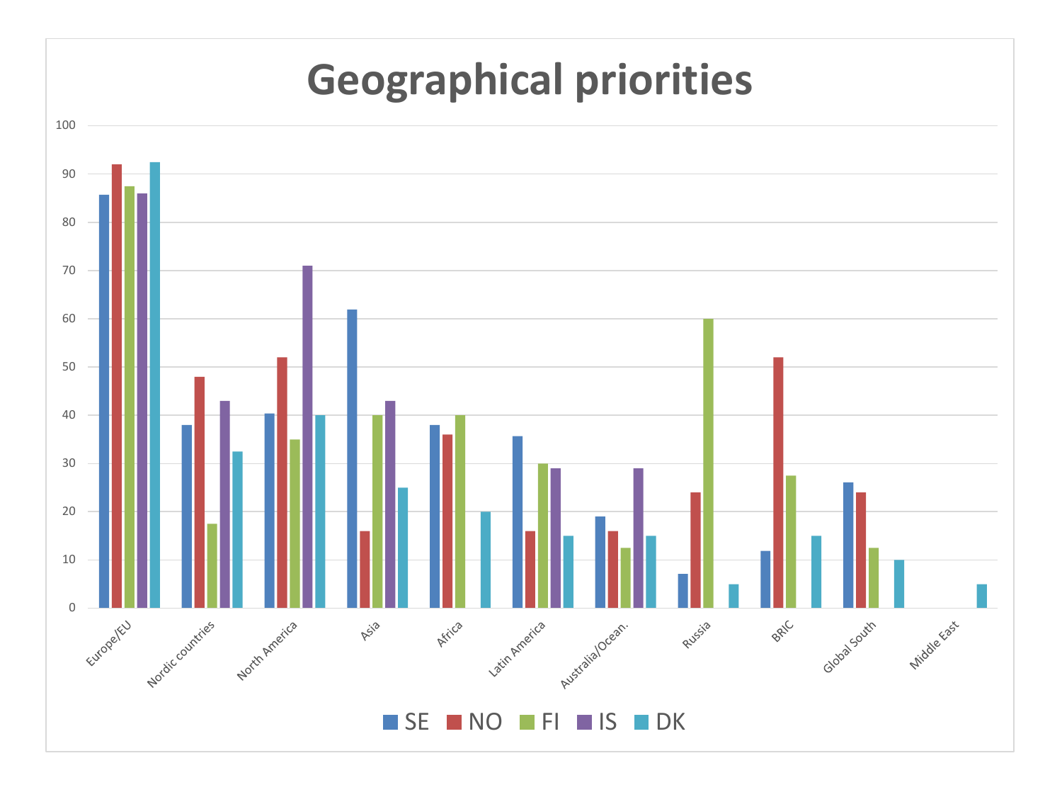# Geographical priorities

100
90
80
70
60
50
40
30
20
10
0

Europe/EU, Nordic countries, North America, Asia, Africa, Latin America, Australia/Ocean., Russia, BRIC, Global South, Middle East

SE NO FI IS DK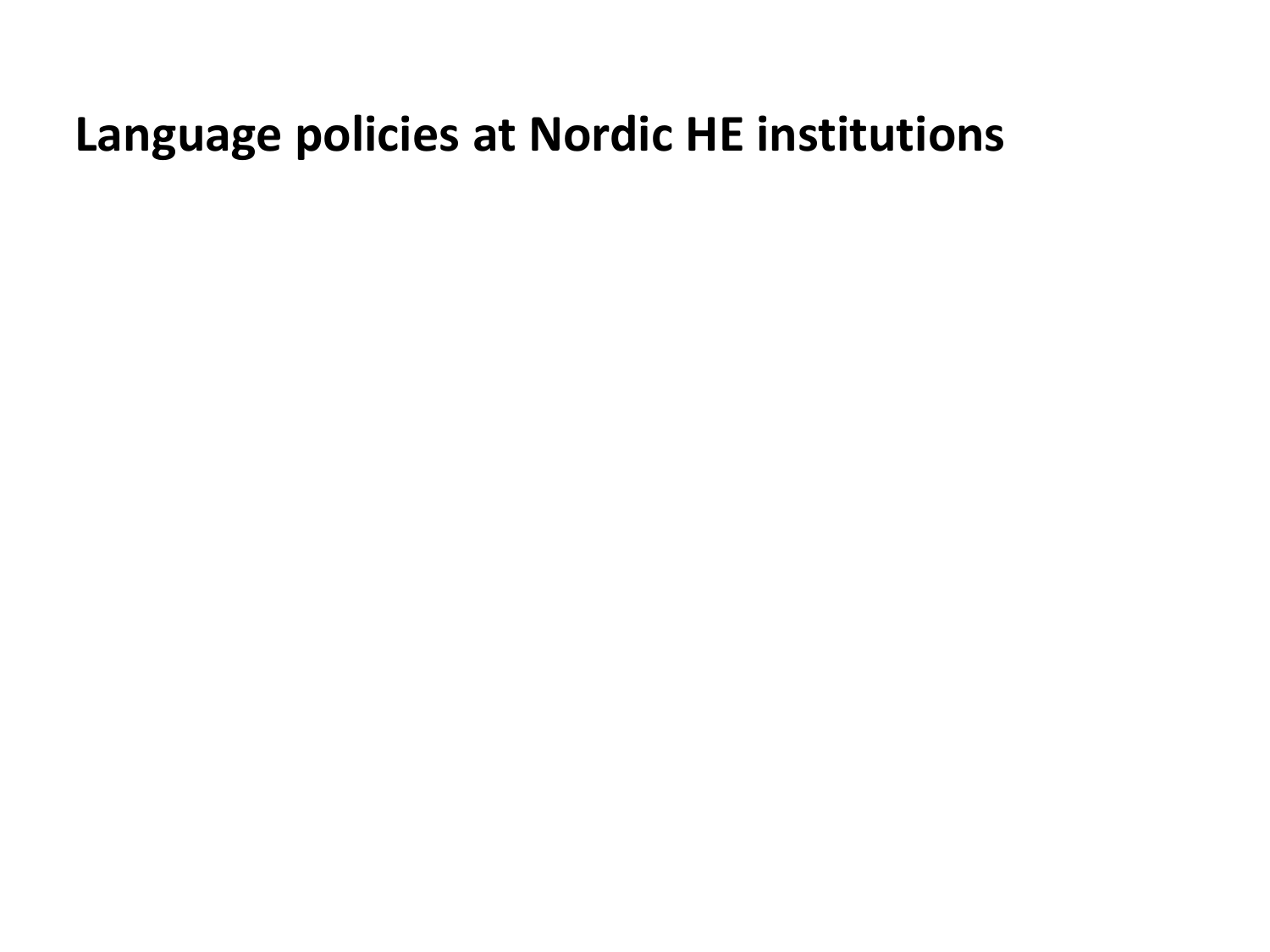# Language policies at Nordic HE institutions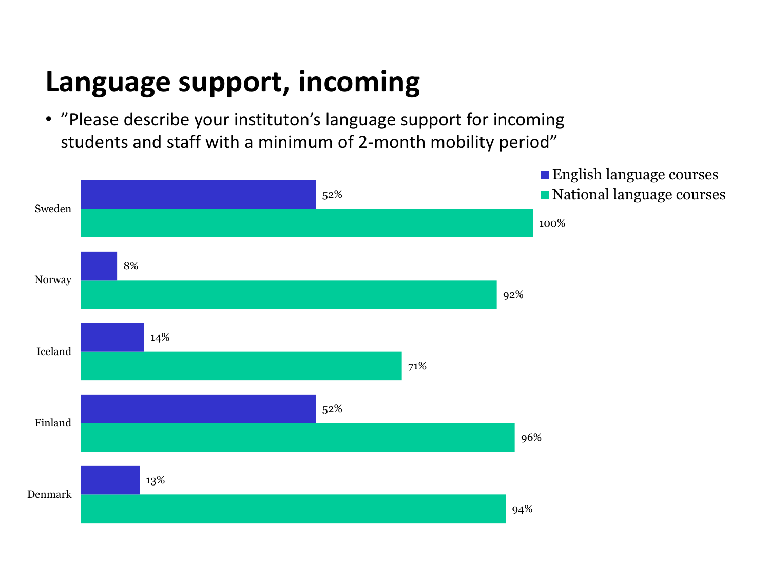# Language support, incoming

- ”Please describe your instituton’s language support for incoming students and staff with a minimum of 2-month mobility period”

| | English language courses | National language courses |
|---|---|---|
| Sweden | 52% | 100% |
| Norway | 8% | 92% |
| Iceland | 14% | 71% |
| Finland | 52% | 96% |
| Denmark | 13% | 94% |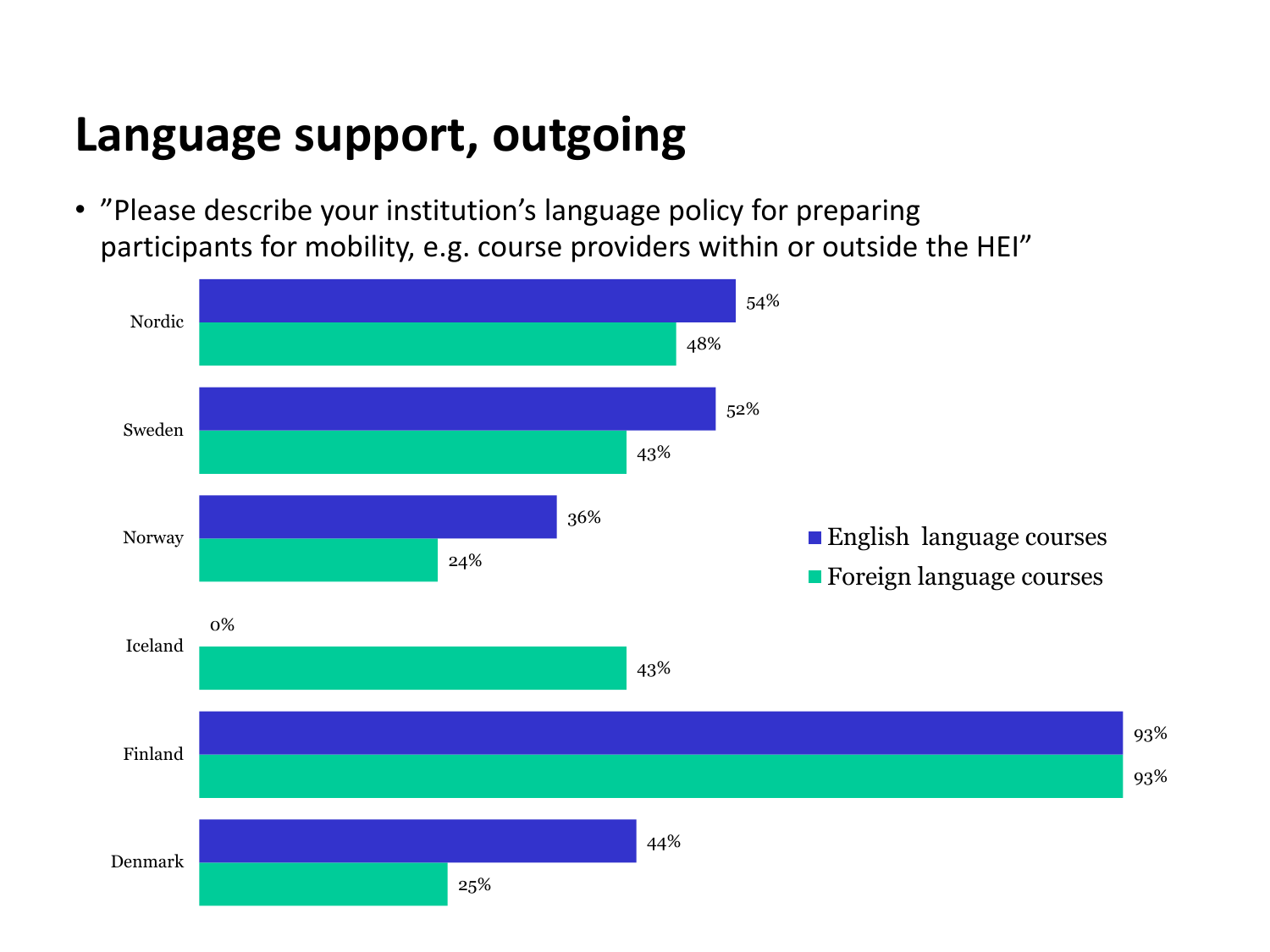# Language support, outgoing

- ”Please describe your institution’s language policy for preparing participants for mobility, e.g. course providers within or outside the HEI”

| | English language courses | Foreign language courses |
|---|---|---|
| Nordic | 54% | 48% |
| Sweden | 52% | 43% |
| Norway | 36% | 24% |
| Iceland | 0% | 43% |
| Finland | 93% | 93% |
| Denmark | 44% | 25% |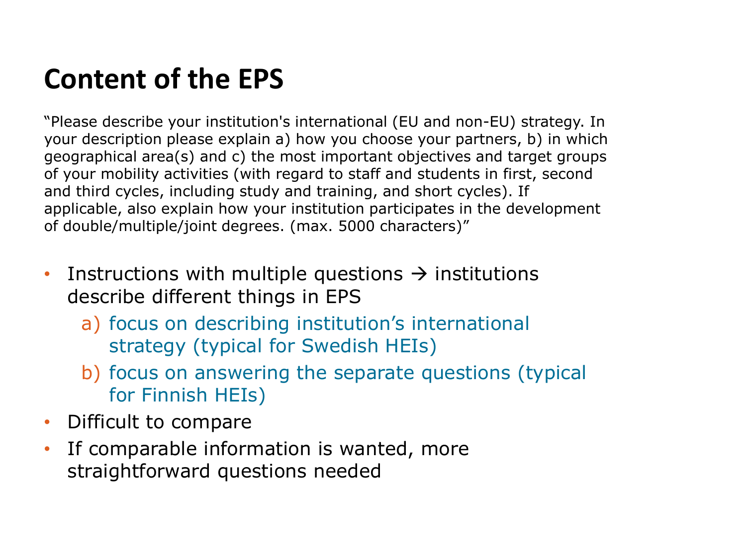# Content of the EPS

"Please describe your institution's international (EU and non-EU) strategy. In your description please explain a) how you choose your partners, b) in which geographical area(s) and c) the most important objectives and target groups of your mobility activities (with regard to staff and students in first, second and third cycles, including study and training, and short cycles). If applicable, also explain how your institution participates in the development of double/multiple/joint degrees. (max. 5000 characters)"

- Instructions with multiple questions → institutions describe different things in EPS
  a) focus on describing institution's international strategy (typical for Swedish HEIs)
  b) focus on answering the separate questions (typical for Finnish HEIs)
- Difficult to compare
- If comparable information is wanted, more straightforward questions needed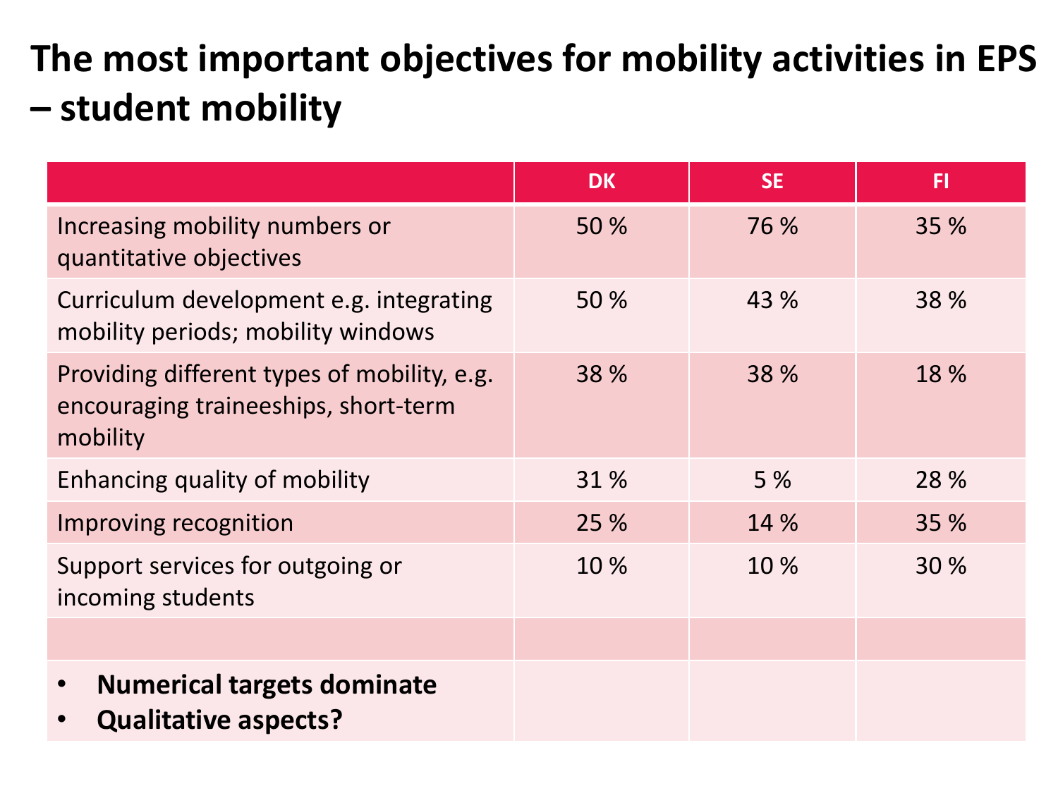# The most important objectives for mobility activities in EPS – student mobility

| | DK | SE | FI |
|---|---|---|---|
| Increasing mobility numbers or quantitative objectives | 50 % | 76 % | 35 % |
| Curriculum development e.g. integrating mobility periods; mobility windows | 50 % | 43 % | 38 % |
| Providing different types of mobility, e.g. encouraging traineeships, short-term mobility | 38 % | 38 % | 18 % |
| Enhancing quality of mobility | 31 % | 5 % | 28 % |
| Improving recognition | 25 % | 14 % | 35 % |
| Support services for outgoing or incoming students | 10 % | 10 % | 30 % |
| | | | |
| • **Numerical targets dominate** <br> • **Qualitative aspects?** | | | |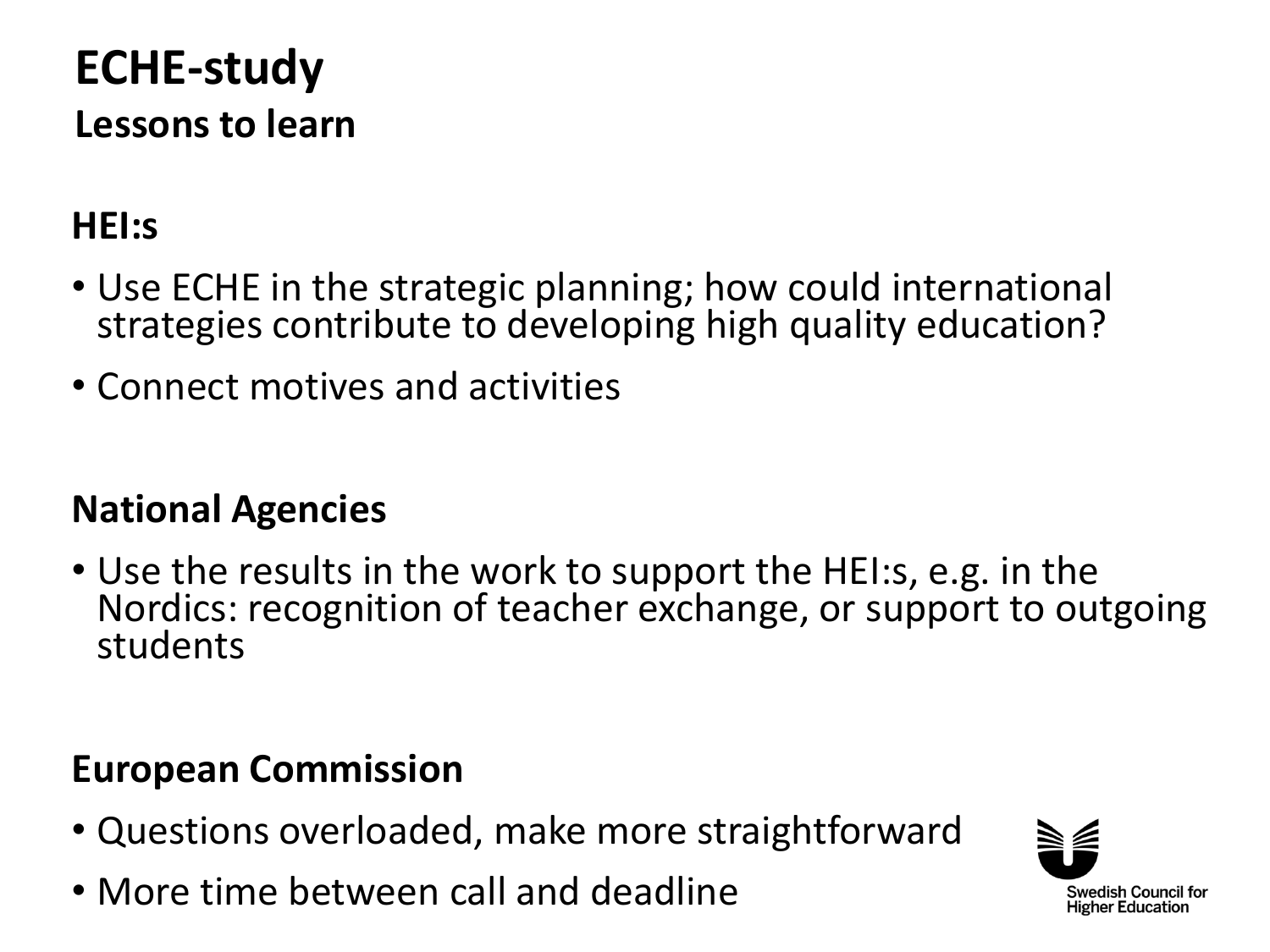# ECHE-study

## Lessons to learn

### HEI:s

- Use ECHE in the strategic planning; how could international strategies contribute to developing high quality education?
- Connect motives and activities

### National Agencies

- Use the results in the work to support the HEI:s, e.g. in the Nordics: recognition of teacher exchange, or support to outgoing students

### European Commission

- Questions overloaded, make more straightforward
- More time between call and deadline

Swedish Council for Higher Education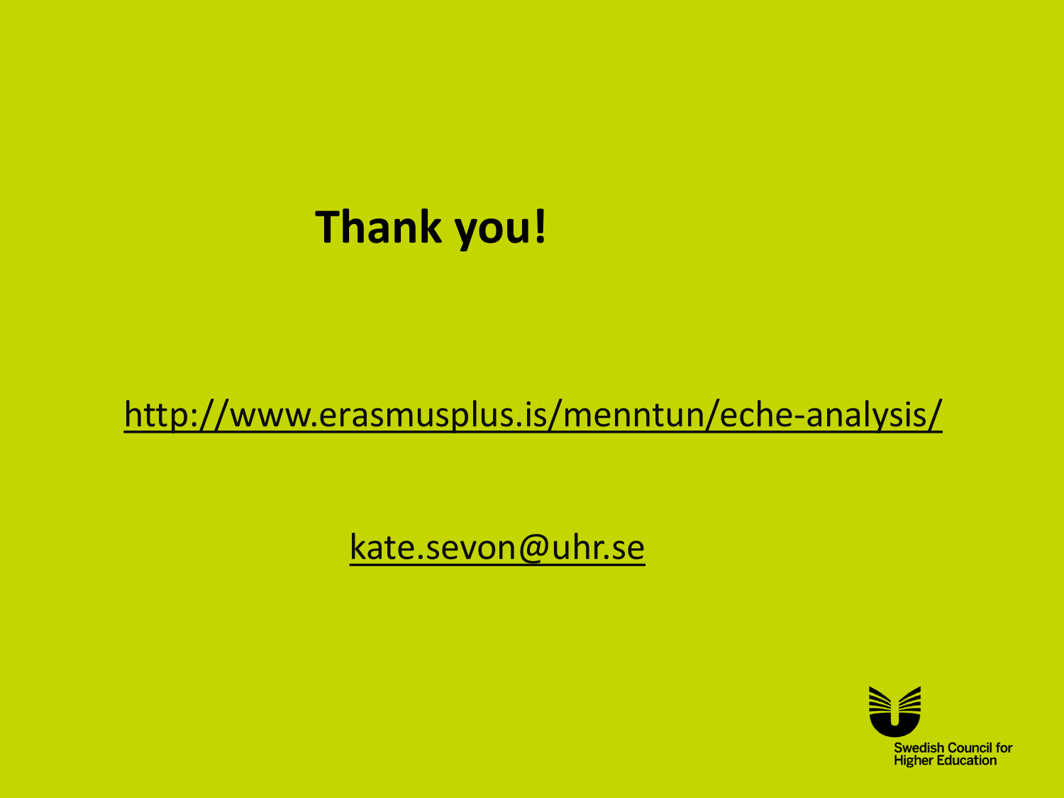# Thank you!

http://www.erasmusplus.is/menntun/eche-analysis/

kate.sevon@uhr.se

Swedish Council for Higher Education